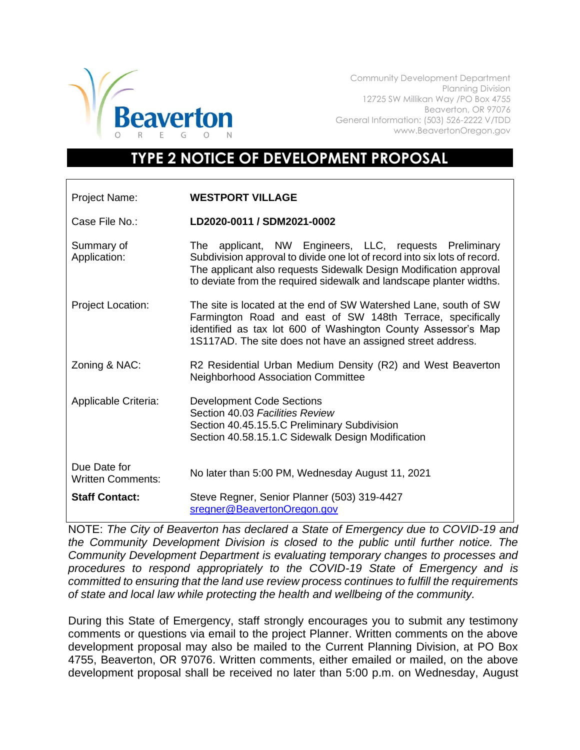Community Development Department
Planning Division
12725 SW Millikan Way /PO Box 4755
Beaverton, OR 97076
General Information: (503) 526-2222 V/TDD
www.BeavertonOregon.gov

# TYPE 2 NOTICE OF DEVELOPMENT PROPOSAL

| | |
|---|---|
| Project Name: | **WESTPORT VILLAGE** |
| Case File No.: | **LD2020-0011 / SDM2021-0002** |
| Summary of Application: | The applicant, NW Engineers, LLC, requests Preliminary Subdivision approval to divide one lot of record into six lots of record. The applicant also requests Sidewalk Design Modification approval to deviate from the required sidewalk and landscape planter widths. |
| Project Location: | The site is located at the end of SW Watershed Lane, south of SW Farmington Road and east of SW 148th Terrace, specifically identified as tax lot 600 of Washington County Assessor's Map 1S117AD. The site does not have an assigned street address. |
| Zoning & NAC: | R2 Residential Urban Medium Density (R2) and West Beaverton Neighborhood Association Committee |
| Applicable Criteria: | Development Code Sections<br>Section 40.03 *Facilities Review*<br>Section 40.45.15.5.C Preliminary Subdivision<br>Section 40.58.15.1.C Sidewalk Design Modification |
| Due Date for Written Comments: | No later than 5:00 PM, Wednesday August 11, 2021 |
| **Staff Contact:** | Steve Regner, Senior Planner (503) 319-4427<br>sregner@BeavertonOregon.gov |

NOTE: *The City of Beaverton has declared a State of Emergency due to COVID-19 and the Community Development Division is closed to the public until further notice. The Community Development Department is evaluating temporary changes to processes and procedures to respond appropriately to the COVID-19 State of Emergency and is committed to ensuring that the land use review process continues to fulfill the requirements of state and local law while protecting the health and wellbeing of the community.*

During this State of Emergency, staff strongly encourages you to submit any testimony comments or questions via email to the project Planner. Written comments on the above development proposal may also be mailed to the Current Planning Division, at PO Box 4755, Beaverton, OR 97076. Written comments, either emailed or mailed, on the above development proposal shall be received no later than 5:00 p.m. on Wednesday, August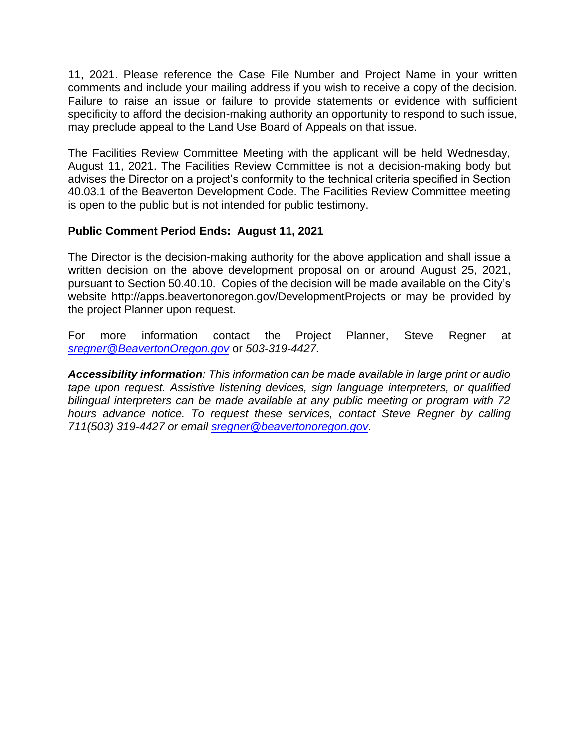11, 2021. Please reference the Case File Number and Project Name in your written comments and include your mailing address if you wish to receive a copy of the decision. Failure to raise an issue or failure to provide statements or evidence with sufficient specificity to afford the decision-making authority an opportunity to respond to such issue, may preclude appeal to the Land Use Board of Appeals on that issue.

The Facilities Review Committee Meeting with the applicant will be held Wednesday, August 11, 2021. The Facilities Review Committee is not a decision-making body but advises the Director on a project's conformity to the technical criteria specified in Section 40.03.1 of the Beaverton Development Code. The Facilities Review Committee meeting is open to the public but is not intended for public testimony.

**Public Comment Period Ends: August 11, 2021**

The Director is the decision-making authority for the above application and shall issue a written decision on the above development proposal on or around August 25, 2021, pursuant to Section 50.40.10. Copies of the decision will be made available on the City's website http://apps.beavertonoregon.gov/DevelopmentProjects or may be provided by the project Planner upon request.

For more information contact the Project Planner, Steve Regner at *sregner@BeavertonOregon.gov* or *503-319-4427.*

***Accessibility information****: This information can be made available in large print or audio tape upon request. Assistive listening devices, sign language interpreters, or qualified bilingual interpreters can be made available at any public meeting or program with 72 hours advance notice. To request these services, contact Steve Regner by calling 711(503) 319-4427 or email sregner@beavertonoregon.gov.*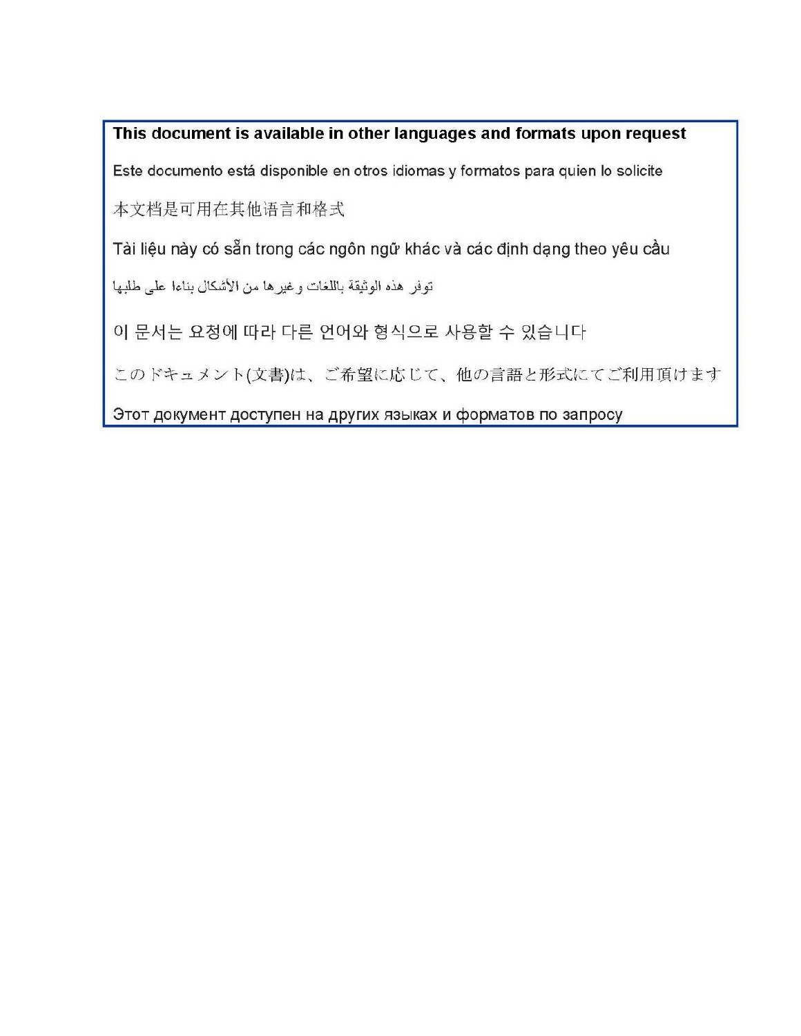**This document is available in other languages and formats upon request**

Este documento está disponible en otros idiomas y formatos para quien lo solicite

本文档是可用在其他语言和格式

Tài liệu này có sẵn trong các ngôn ngữ khác và các định dạng theo yêu cầu

توفر هذه الوثيقة باللغات وغيرها من الأشكال بناءا على طلبها

이 문서는 요청에 따라 다른 언어와 형식으로 사용할 수 있습니다

このドキュメント(文書)は、ご希望に応じて、他の言語と形式にてご利用頂けます

Этот документ доступен на других языках и форматов по запросу